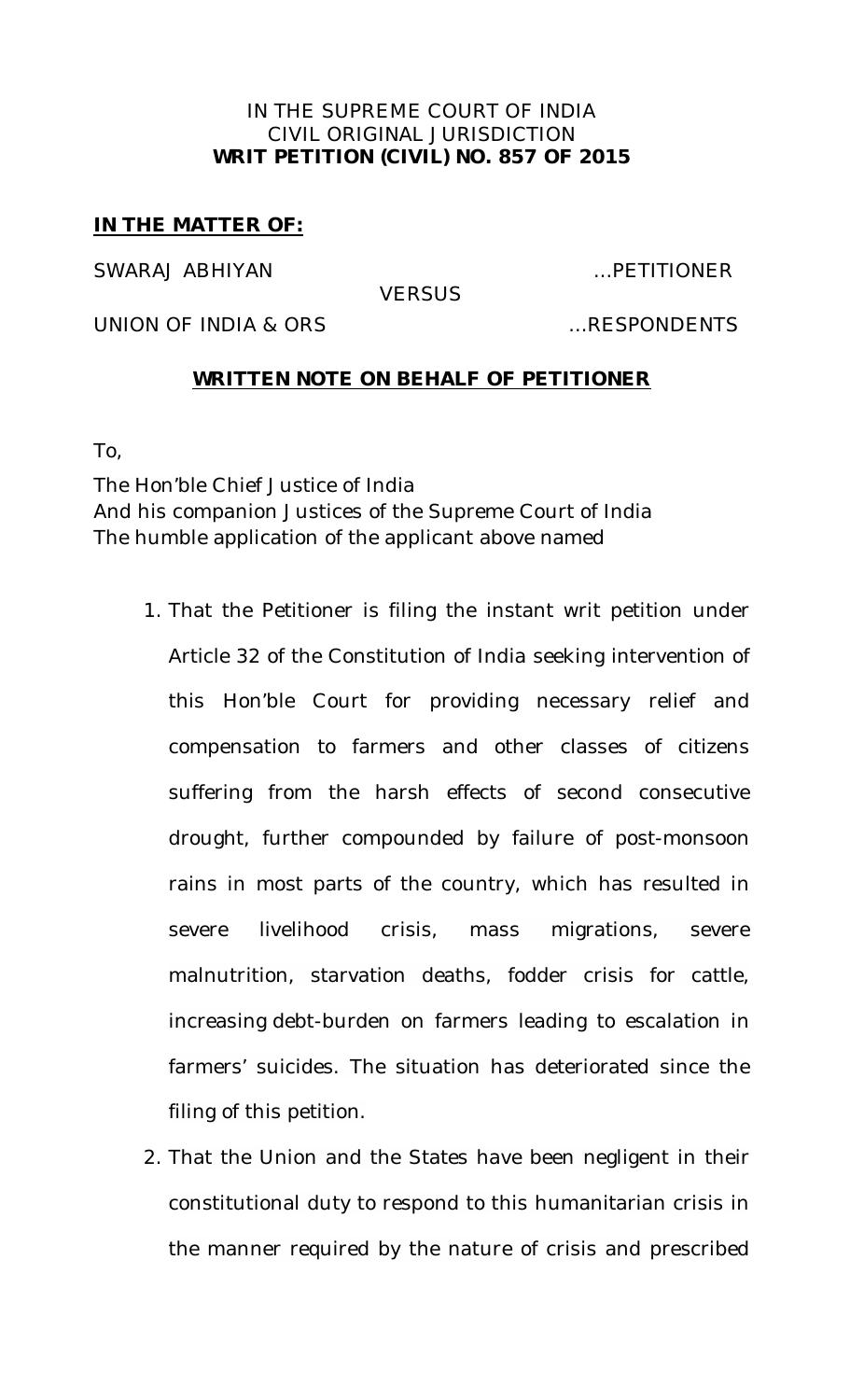IN THE SUPREME COURT OF INDIA
CIVIL ORIGINAL JURISDICTION
**WRIT PETITION (CIVIL) NO. 857 OF 2015**

**IN THE MATTER OF:**

SWARAJ ABHIYAN …PETITIONER

VERSUS

UNION OF INDIA & ORS …RESPONDENTS

**WRITTEN NOTE ON BEHALF OF PETITIONER**

To,

The Hon'ble Chief Justice of India
And his companion Justices of the Supreme Court of India
The humble application of the applicant above named

1. That the Petitioner is filing the instant writ petition under Article 32 of the Constitution of India seeking intervention of this Hon'ble Court for providing necessary relief and compensation to farmers and other classes of citizens suffering from the harsh effects of second consecutive drought, further compounded by failure of post-monsoon rains in most parts of the country, which has resulted in severe livelihood crisis, mass migrations, severe malnutrition, starvation deaths, fodder crisis for cattle, increasing debt-burden on farmers leading to escalation in farmers' suicides. The situation has deteriorated since the filing of this petition.

2. That the Union and the States have been negligent in their constitutional duty to respond to this humanitarian crisis in the manner required by the nature of crisis and prescribed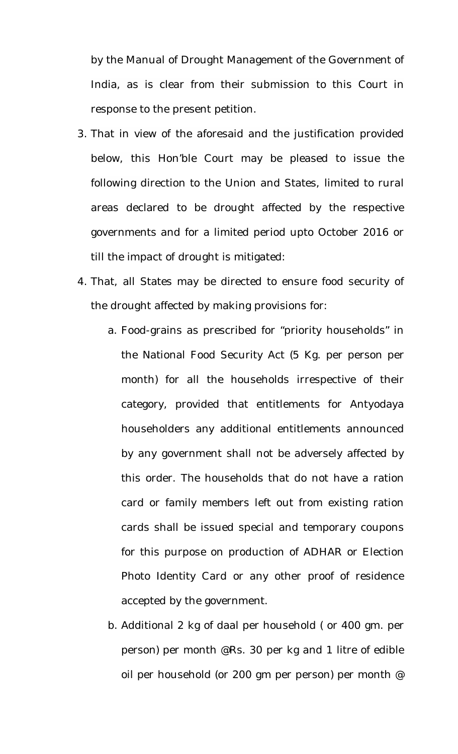by the Manual of Drought Management of the Government of India, as is clear from their submission to this Court in response to the present petition.

3. That in view of the aforesaid and the justification provided below, this Hon'ble Court may be pleased to issue the following direction to the Union and States, limited to rural areas declared to be drought affected by the respective governments and for a limited period upto October 2016 or till the impact of drought is mitigated:

4. That, all States may be directed to ensure food security of the drought affected by making provisions for:

   a. Food-grains as prescribed for "priority households" in the National Food Security Act (5 Kg. per person per month) for all the households irrespective of their category, provided that entitlements for Antyodaya householders any additional entitlements announced by any government shall not be adversely affected by this order. The households that do not have a ration card or family members left out from existing ration cards shall be issued special and temporary coupons for this purpose on production of ADHAR or Election Photo Identity Card or any other proof of residence accepted by the government.

   b. Additional 2 kg of daal per household ( or 400 gm. per person) per month @Rs. 30 per kg and 1 litre of edible oil per household (or 200 gm per person) per month @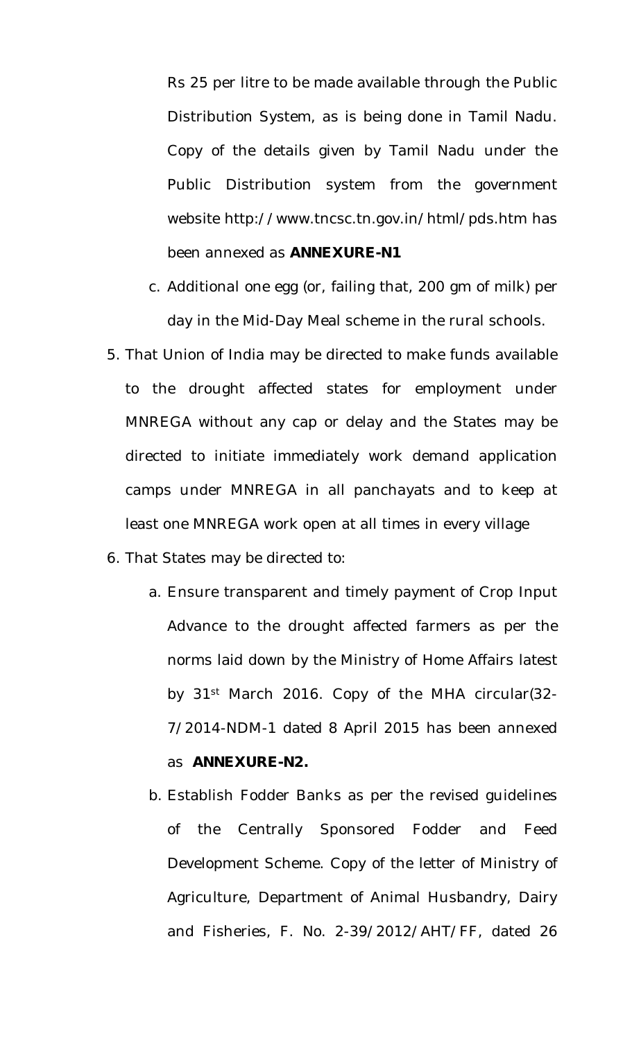Rs 25 per litre to be made available through the Public Distribution System, as is being done in Tamil Nadu. Copy of the details given by Tamil Nadu under the Public Distribution system from the government website http://www.tncsc.tn.gov.in/html/pds.htm has been annexed as **ANNEXURE-N1**

c. Additional one egg (or, failing that, 200 gm of milk) per day in the Mid-Day Meal scheme in the rural schools.

5. That Union of India may be directed to make funds available to the drought affected states for employment under MNREGA without any cap or delay and the States may be directed to initiate immediately work demand application camps under MNREGA in all panchayats and to keep at least one MNREGA work open at all times in every village

6. That States may be directed to:

   a. Ensure transparent and timely payment of Crop Input Advance to the drought affected farmers as per the norms laid down by the Ministry of Home Affairs latest by 31st March 2016. Copy of the MHA circular(32-7/2014-NDM-1 dated 8 April 2015 has been annexed as **ANNEXURE-N2.**

   b. Establish Fodder Banks as per the revised guidelines of the Centrally Sponsored Fodder and Feed Development Scheme. Copy of the letter of Ministry of Agriculture, Department of Animal Husbandry, Dairy and Fisheries, F. No. 2-39/2012/AHT/FF, dated 26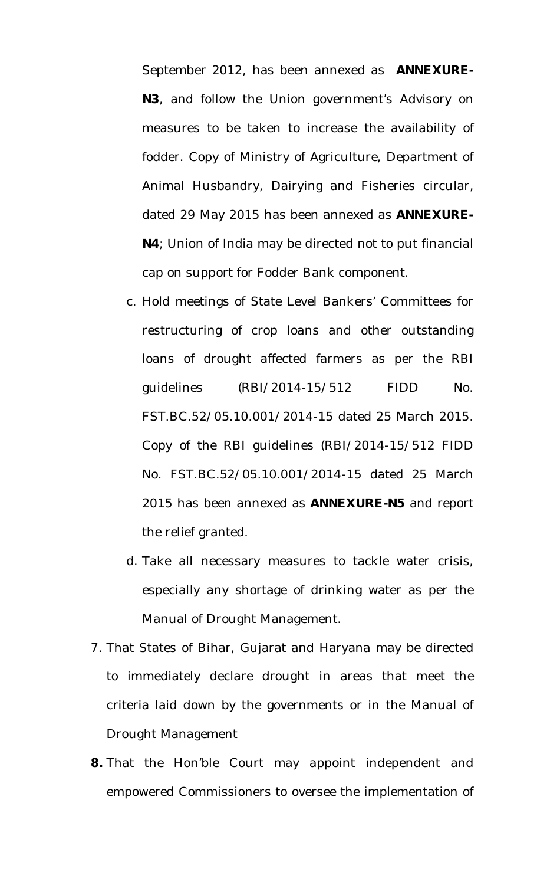September 2012, has been annexed as **ANNEXURE-N3**, and follow the Union government's Advisory on measures to be taken to increase the availability of fodder. Copy of Ministry of Agriculture, Department of Animal Husbandry, Dairying and Fisheries circular, dated 29 May 2015 has been annexed as **ANNEXURE-N4**; Union of India may be directed not to put financial cap on support for Fodder Bank component.

c. Hold meetings of State Level Bankers' Committees for restructuring of crop loans and other outstanding loans of drought affected farmers as per the RBI guidelines (RBI/2014-15/512 FIDD No. FST.BC.52/05.10.001/2014-15 dated 25 March 2015. Copy of the RBI guidelines (RBI/2014-15/512 FIDD No. FST.BC.52/05.10.001/2014-15 dated 25 March 2015 has been annexed as **ANNEXURE-N5** and report the relief granted.

d. Take all necessary measures to tackle water crisis, especially any shortage of drinking water as per the Manual of Drought Management.

7. That States of Bihar, Gujarat and Haryana may be directed to immediately declare drought in areas that meet the criteria laid down by the governments or in the Manual of Drought Management

**8.** That the Hon'ble Court may appoint independent and empowered Commissioners to oversee the implementation of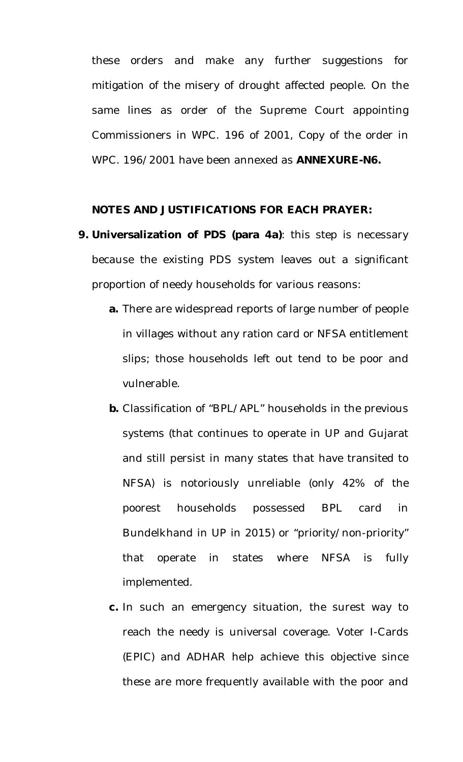these orders and make any further suggestions for mitigation of the misery of drought affected people. On the same lines as order of the Supreme Court appointing Commissioners in WPC. 196 of 2001, Copy of the order in WPC. 196/2001 have been annexed as **ANNEXURE-N6.**

**NOTES AND JUSTIFICATIONS FOR EACH PRAYER:**

9. **Universalization of PDS (para 4a)**: this step is necessary because the existing PDS system leaves out a significant proportion of needy households for various reasons:

    a. There are widespread reports of large number of people in villages without any ration card or NFSA entitlement slips; those households left out tend to be poor and vulnerable.

    b. Classification of "BPL/APL" households in the previous systems (that continues to operate in UP and Gujarat and still persist in many states that have transited to NFSA) is notoriously unreliable (only 42% of the poorest households possessed BPL card in Bundelkhand in UP in 2015) or "priority/non-priority" that operate in states where NFSA is fully implemented.

    c. In such an emergency situation, the surest way to reach the needy is universal coverage. Voter I-Cards (EPIC) and ADHAR help achieve this objective since these are more frequently available with the poor and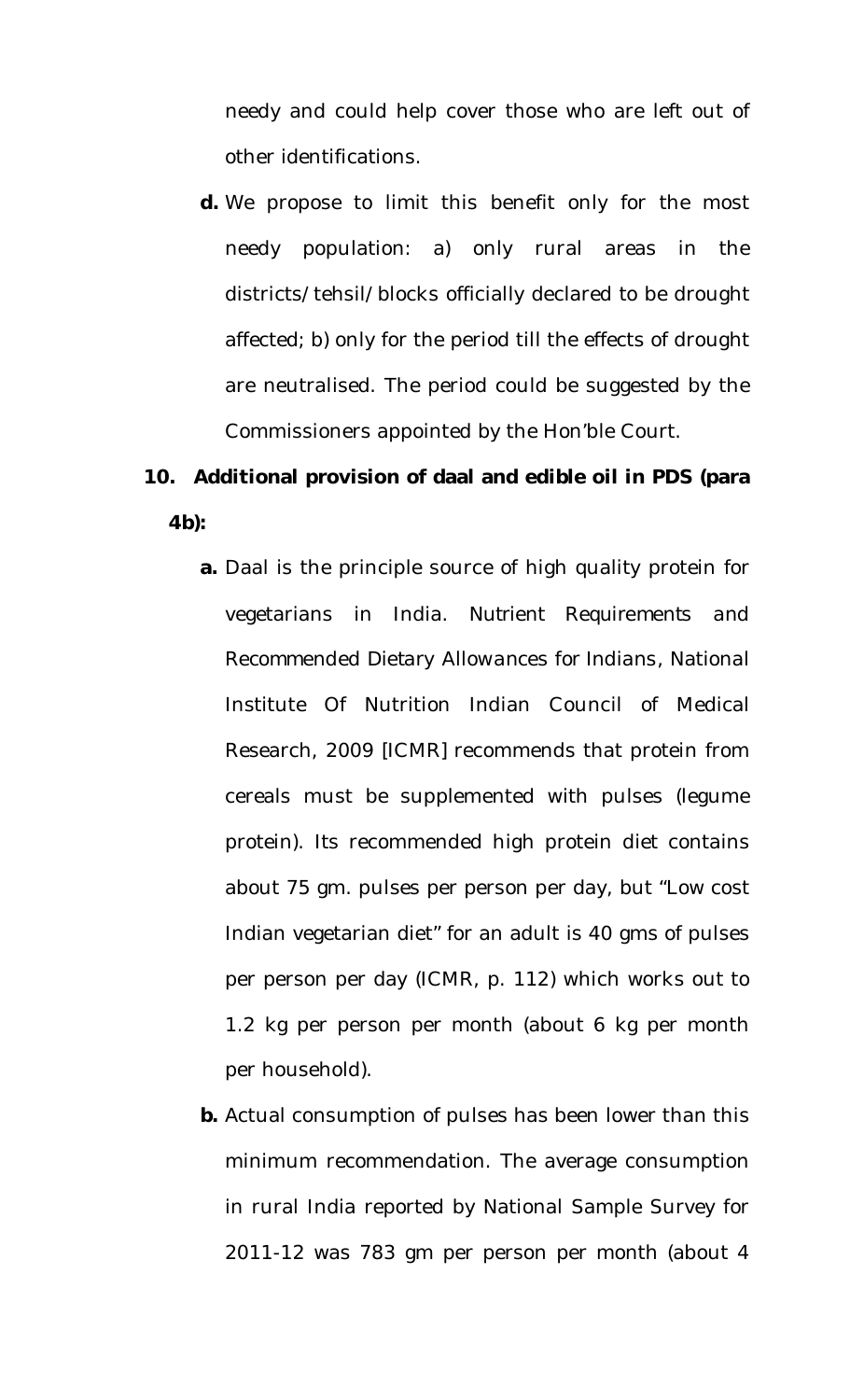needy and could help cover those who are left out of other identifications.

**d.** We propose to limit this benefit only for the most needy population: a) only rural areas in the districts/tehsil/blocks officially declared to be drought affected; b) only for the period till the effects of drought are neutralised. The period could be suggested by the Commissioners appointed by the Hon'ble Court.

**10. Additional provision of daal and edible oil in PDS (para 4b):**

**a.** Daal is the principle source of high quality protein for vegetarians in India. *Nutrient Requirements and Recommended Dietary Allowances for Indians*, National Institute Of Nutrition Indian Council of Medical Research, 2009 [ICMR] recommends that protein from cereals must be supplemented with pulses (legume protein). Its recommended high protein diet contains about 75 gm. pulses per person per day, but "Low cost Indian vegetarian diet" for an adult is 40 gms of pulses per person per day (ICMR, p. 112) which works out to 1.2 kg per person per month (about 6 kg per month per household).

**b.** Actual consumption of pulses has been lower than this minimum recommendation. The average consumption in rural India reported by National Sample Survey for 2011-12 was 783 gm per person per month (about 4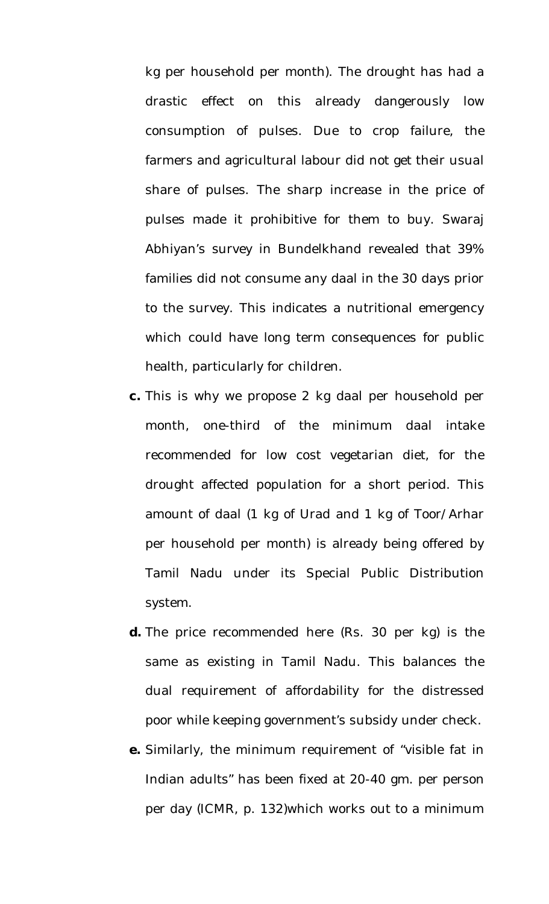kg per household per month). The drought has had a drastic effect on this already dangerously low consumption of pulses. Due to crop failure, the farmers and agricultural labour did not get their usual share of pulses. The sharp increase in the price of pulses made it prohibitive for them to buy. Swaraj Abhiyan's survey in Bundelkhand revealed that 39% families did not consume any daal in the 30 days prior to the survey. This indicates a nutritional emergency which could have long term consequences for public health, particularly for children.

**c.** This is why we propose 2 kg daal per household per month, one-third of the minimum daal intake recommended for low cost vegetarian diet, for the drought affected population for a short period. This amount of daal (1 kg of Urad and 1 kg of Toor/Arhar per household per month) is already being offered by Tamil Nadu under its Special Public Distribution system.

**d.** The price recommended here (Rs. 30 per kg) is the same as existing in Tamil Nadu. This balances the dual requirement of affordability for the distressed poor while keeping government's subsidy under check.

**e.** Similarly, the minimum requirement of "visible fat in Indian adults" has been fixed at 20-40 gm. per person per day (ICMR, p. 132)which works out to a minimum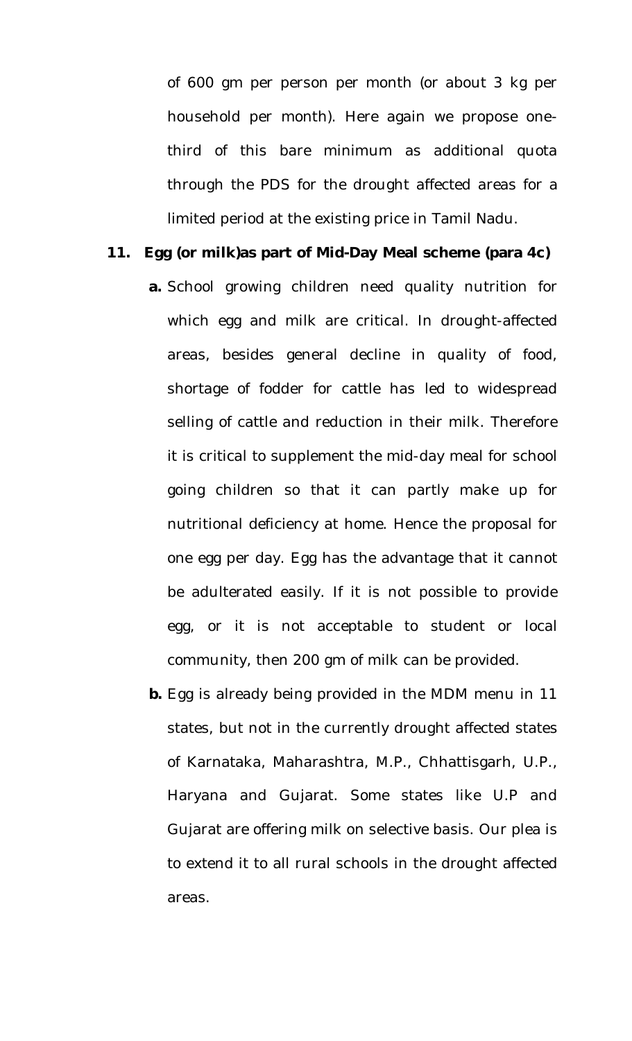of 600 gm per person per month (or about 3 kg per household per month). Here again we propose one-third of this bare minimum as additional quota through the PDS for the drought affected areas for a limited period at the existing price in Tamil Nadu.

**11. Egg (or milk)as part of Mid-Day Meal scheme (para 4c)**

**a.** School growing children need quality nutrition for which egg and milk are critical. In drought-affected areas, besides general decline in quality of food, shortage of fodder for cattle has led to widespread selling of cattle and reduction in their milk. Therefore it is critical to supplement the mid-day meal for school going children so that it can partly make up for nutritional deficiency at home. Hence the proposal for one egg per day. Egg has the advantage that it cannot be adulterated easily. If it is not possible to provide egg, or it is not acceptable to student or local community, then 200 gm of milk can be provided.

**b.** Egg is already being provided in the MDM menu in 11 states, but not in the currently drought affected states of Karnataka, Maharashtra, M.P., Chhattisgarh, U.P., Haryana and Gujarat. Some states like U.P and Gujarat are offering milk on selective basis. Our plea is to extend it to all rural schools in the drought affected areas.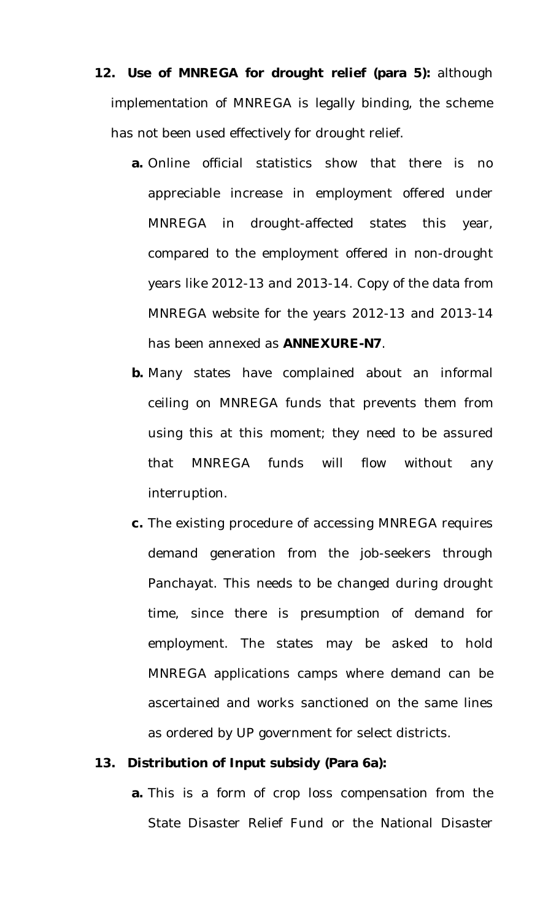12. **Use of MNREGA for drought relief (para 5):** although implementation of MNREGA is legally binding, the scheme has not been used effectively for drought relief.

    a. Online official statistics show that there is no appreciable increase in employment offered under MNREGA in drought-affected states this year, compared to the employment offered in non-drought years like 2012-13 and 2013-14. Copy of the data from MNREGA website for the years 2012-13 and 2013-14 has been annexed as **ANNEXURE-N7**.

    b. Many states have complained about an informal ceiling on MNREGA funds that prevents them from using this at this moment; they need to be assured that MNREGA funds will flow without any interruption.

    c. The existing procedure of accessing MNREGA requires demand generation from the job-seekers through Panchayat. This needs to be changed during drought time, since there is presumption of demand for employment. The states may be asked to hold MNREGA applications camps where demand can be ascertained and works sanctioned on the same lines as ordered by UP government for select districts.

13. **Distribution of Input subsidy (Para 6a):**

    a. This is a form of crop loss compensation from the State Disaster Relief Fund or the National Disaster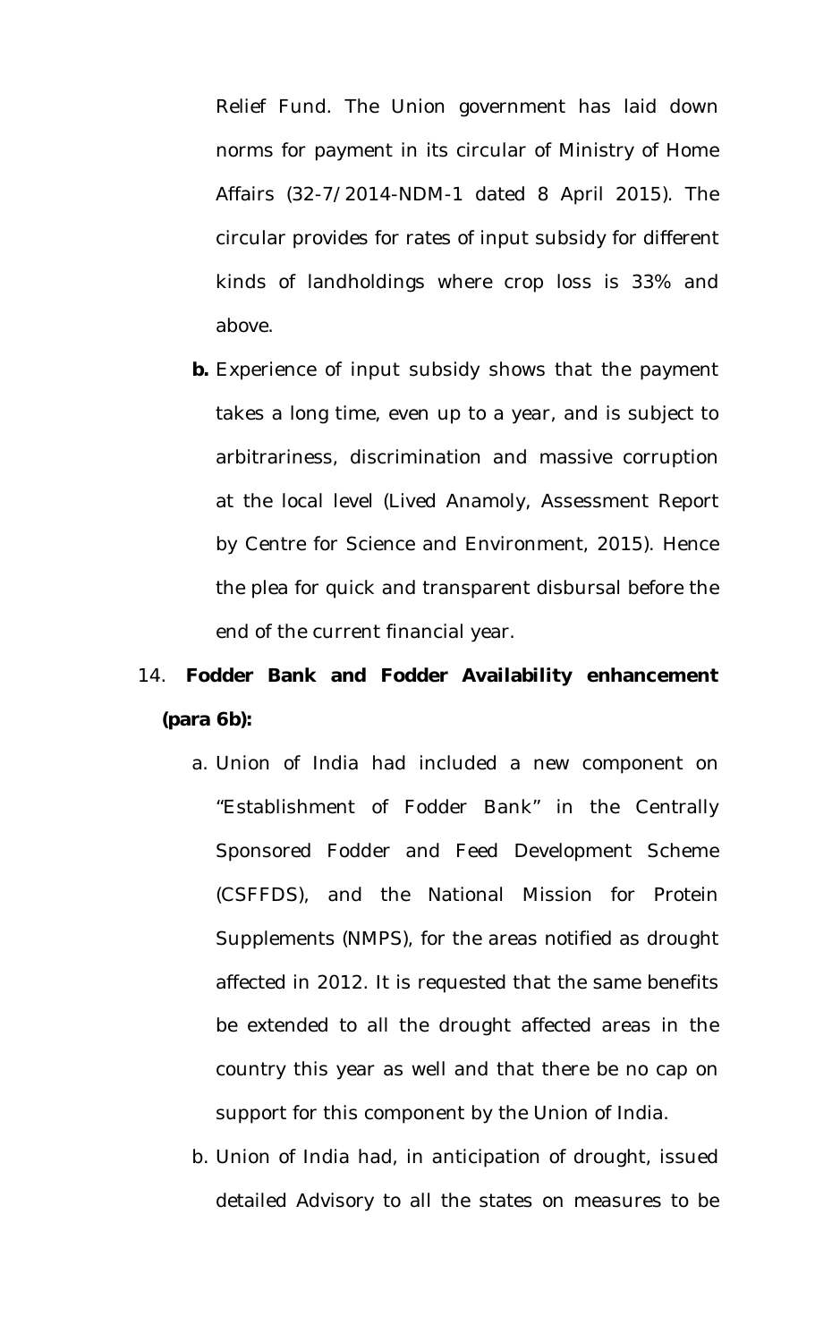Relief Fund. The Union government has laid down norms for payment in its circular of Ministry of Home Affairs (32-7/2014-NDM-1 dated 8 April 2015). The circular provides for rates of input subsidy for different kinds of landholdings where crop loss is 33% and above.

**b.** Experience of input subsidy shows that the payment takes a long time, even up to a year, and is subject to arbitrariness, discrimination and massive corruption at the local level (Lived Anamoly, Assessment Report by Centre for Science and Environment, 2015). Hence the plea for quick and transparent disbursal before the end of the current financial year.

14. **Fodder Bank and Fodder Availability enhancement (para 6b):**

   a. Union of India had included a new component on "Establishment of Fodder Bank" in the Centrally Sponsored Fodder and Feed Development Scheme (CSFFDS), and the National Mission for Protein Supplements (NMPS), for the areas notified as drought affected in 2012. It is requested that the same benefits be extended to all the drought affected areas in the country this year as well and that there be no cap on support for this component by the Union of India.

   b. Union of India had, in anticipation of drought, issued detailed Advisory to all the states on measures to be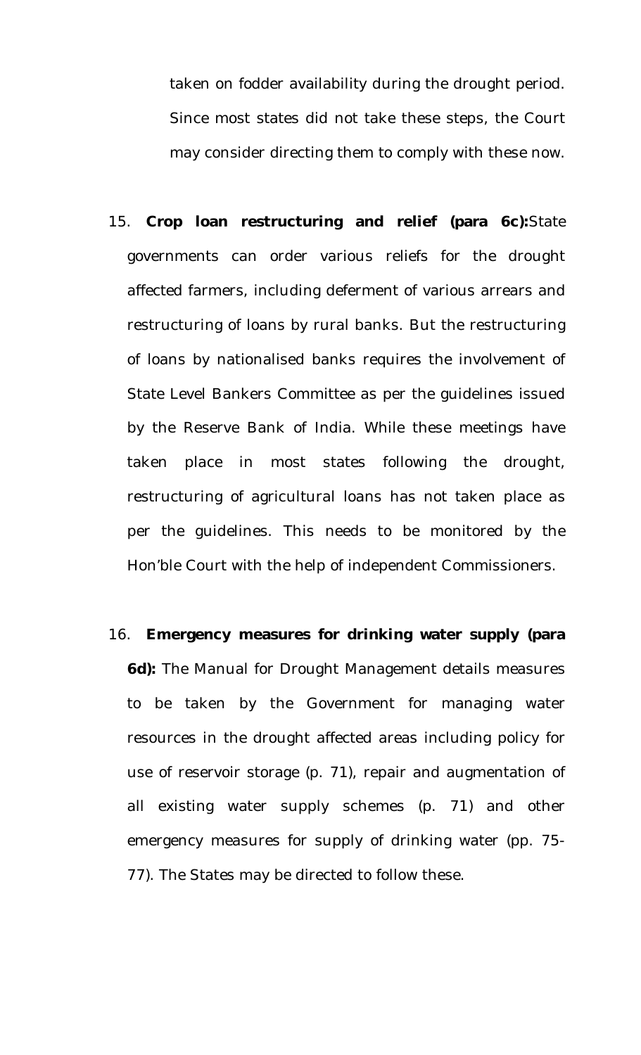taken on fodder availability during the drought period. Since most states did not take these steps, the Court may consider directing them to comply with these now.

15. **Crop loan restructuring and relief (para 6c):**State governments can order various reliefs for the drought affected farmers, including deferment of various arrears and restructuring of loans by rural banks. But the restructuring of loans by nationalised banks requires the involvement of State Level Bankers Committee as per the guidelines issued by the Reserve Bank of India. While these meetings have taken place in most states following the drought, restructuring of agricultural loans has not taken place as per the guidelines. This needs to be monitored by the Hon'ble Court with the help of independent Commissioners.

16. **Emergency measures for drinking water supply (para 6d):** The Manual for Drought Management details measures to be taken by the Government for managing water resources in the drought affected areas including policy for use of reservoir storage (p. 71), repair and augmentation of all existing water supply schemes (p. 71) and other emergency measures for supply of drinking water (pp. 75-77). The States may be directed to follow these.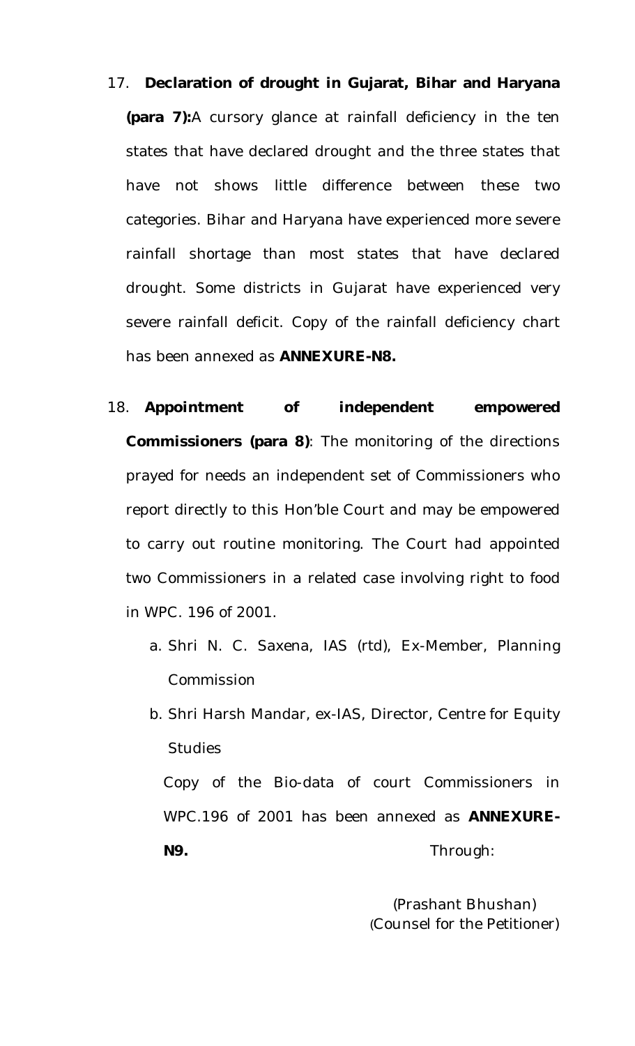17. **Declaration of drought in Gujarat, Bihar and Haryana (para 7):** A cursory glance at rainfall deficiency in the ten states that have declared drought and the three states that have not shows little difference between these two categories. Bihar and Haryana have experienced more severe rainfall shortage than most states that have declared drought. Some districts in Gujarat have experienced very severe rainfall deficit. Copy of the rainfall deficiency chart has been annexed as **ANNEXURE-N8.**

18. **Appointment of independent empowered Commissioners (para 8)**: The monitoring of the directions prayed for needs an independent set of Commissioners who report directly to this Hon'ble Court and may be empowered to carry out routine monitoring. The Court had appointed two Commissioners in a related case involving right to food in WPC. 196 of 2001.

    a. Shri N. C. Saxena, IAS (rtd), Ex-Member, Planning Commission

    b. Shri Harsh Mandar, ex-IAS, Director, Centre for Equity Studies

    Copy of the Bio-data of court Commissioners in WPC.196 of 2001 has been annexed as **ANNEXURE-N9.**

Through:

(Prashant Bhushan)
(Counsel for the Petitioner)